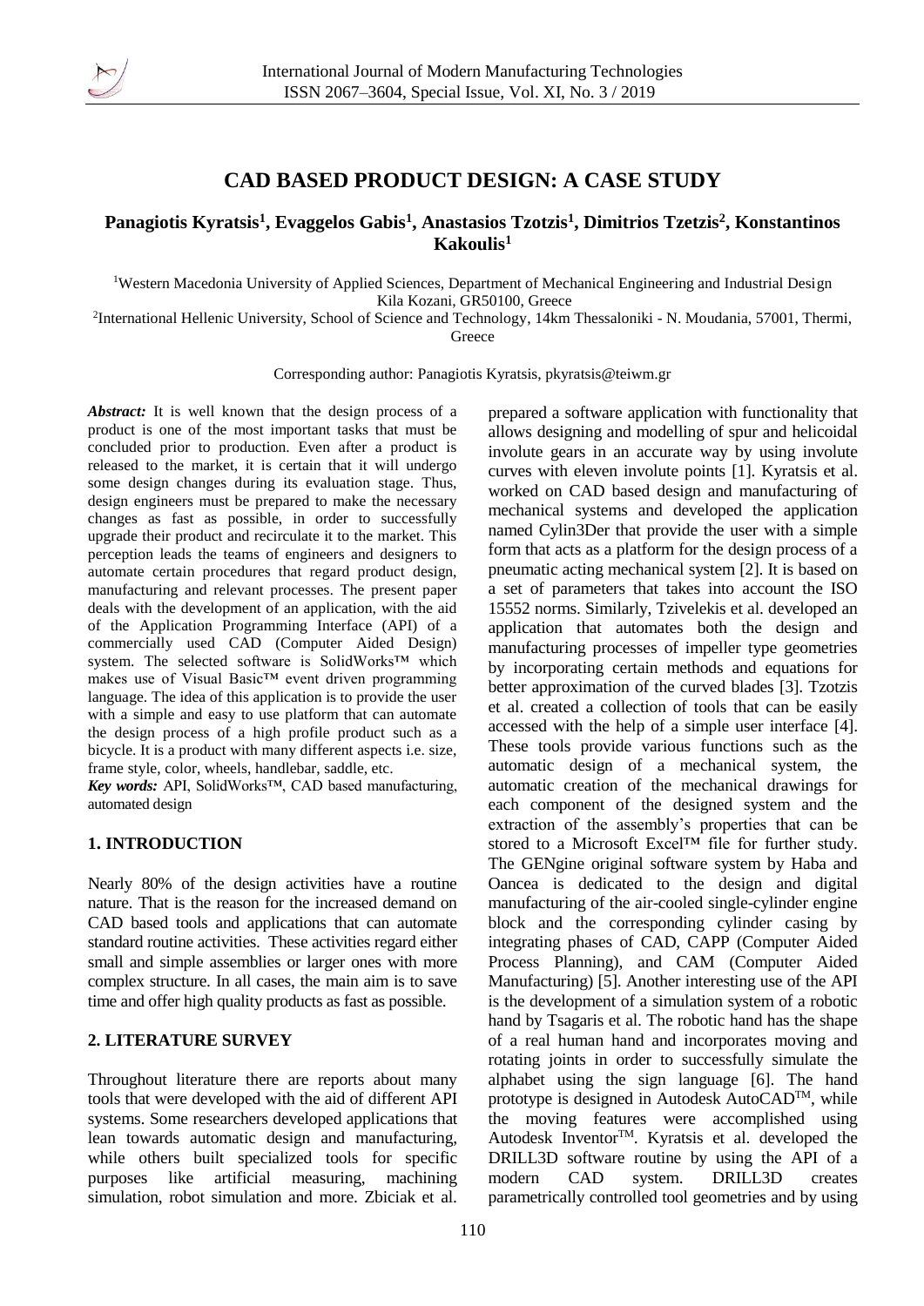# CAD BASED PRODUCT DESIGN: A CASE STUDY

**Panagiotis Kyratsis[1], Evaggelos Gabis[1], Anastasios Tzotzis[1], Dimitrios Tzetzis[2], Konstantinos Kakoulis[1]**

[1]Western Macedonia University of Applied Sciences, Department of Mechanical Engineering and Industrial Design Kila Kozani, GR50100, Greece

[2]International Hellenic University, School of Science and Technology, 14km Thessaloniki - N. Moudania, 57001, Thermi, Greece

Corresponding author: Panagiotis Kyratsis, pkyratsis@teiwm.gr

***Abstract:*** It is well known that the design process of a product is one of the most important tasks that must be concluded prior to production. Even after a product is released to the market, it is certain that it will undergo some design changes during its evaluation stage. Thus, design engineers must be prepared to make the necessary changes as fast as possible, in order to successfully upgrade their product and recirculate it to the market. This perception leads the teams of engineers and designers to automate certain procedures that regard product design, manufacturing and relevant processes. The present paper deals with the development of an application, with the aid of the Application Programming Interface (API) of a commercially used CAD (Computer Aided Design) system. The selected software is SolidWorks™ which makes use of Visual Basic™ event driven programming language. The idea of this application is to provide the user with a simple and easy to use platform that can automate the design process of a high profile product such as a bicycle. It is a product with many different aspects i.e. size, frame style, color, wheels, handlebar, saddle, etc.

***Key words:*** API, SolidWorks™, CAD based manufacturing, automated design

## 1. INTRODUCTION

Nearly 80% of the design activities have a routine nature. That is the reason for the increased demand on CAD based tools and applications that can automate standard routine activities. These activities regard either small and simple assemblies or larger ones with more complex structure. In all cases, the main aim is to save time and offer high quality products as fast as possible.

## 2. LITERATURE SURVEY

Throughout literature there are reports about many tools that were developed with the aid of different API systems. Some researchers developed applications that lean towards automatic design and manufacturing, while others built specialized tools for specific purposes like artificial measuring, machining simulation, robot simulation and more. Zbiciak et al. prepared a software application with functionality that allows designing and modelling of spur and helicoidal involute gears in an accurate way by using involute curves with eleven involute points [1]. Kyratsis et al. worked on CAD based design and manufacturing of mechanical systems and developed the application named Cylin3Der that provide the user with a simple form that acts as a platform for the design process of a pneumatic acting mechanical system [2]. It is based on a set of parameters that takes into account the ISO 15552 norms. Similarly, Tzivelekis et al. developed an application that automates both the design and manufacturing processes of impeller type geometries by incorporating certain methods and equations for better approximation of the curved blades [3]. Tzotzis et al. created a collection of tools that can be easily accessed with the help of a simple user interface [4]. These tools provide various functions such as the automatic design of a mechanical system, the automatic creation of the mechanical drawings for each component of the designed system and the extraction of the assembly's properties that can be stored to a Microsoft Excel™ file for further study. The GENgine original software system by Haba and Oancea is dedicated to the design and digital manufacturing of the air-cooled single-cylinder engine block and the corresponding cylinder casing by integrating phases of CAD, CAPP (Computer Aided Process Planning), and CAM (Computer Aided Manufacturing) [5]. Another interesting use of the API is the development of a simulation system of a robotic hand by Tsagaris et al. The robotic hand has the shape of a real human hand and incorporates moving and rotating joints in order to successfully simulate the alphabet using the sign language [6]. The hand prototype is designed in Autodesk AutoCAD™, while the moving features were accomplished using Autodesk Inventor™. Kyratsis et al. developed the DRILL3D software routine by using the API of a modern CAD system. DRILL3D creates parametrically controlled tool geometries and by using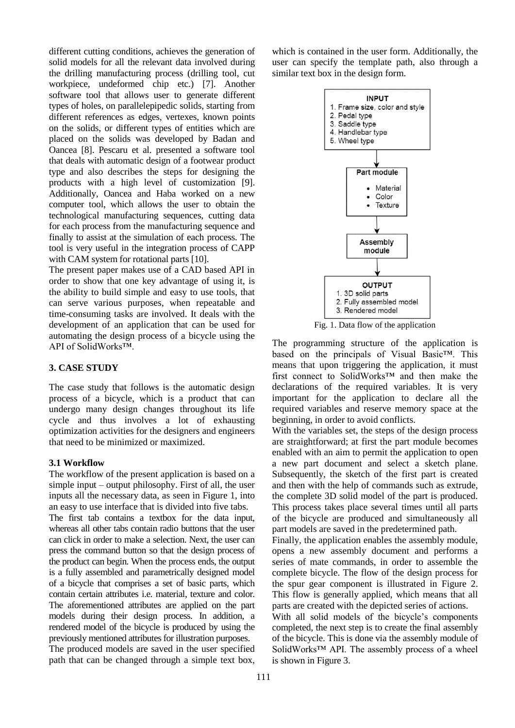different cutting conditions, achieves the generation of solid models for all the relevant data involved during the drilling manufacturing process (drilling tool, cut workpiece, undeformed chip etc.) [7]. Another software tool that allows user to generate different types of holes, on parallelepipedic solids, starting from different references as edges, vertexes, known points on the solids, or different types of entities which are placed on the solids was developed by Badan and Oancea [8]. Pescaru et al. presented a software tool that deals with automatic design of a footwear product type and also describes the steps for designing the products with a high level of customization [9]. Additionally, Oancea and Haba worked on a new computer tool, which allows the user to obtain the technological manufacturing sequences, cutting data for each process from the manufacturing sequence and finally to assist at the simulation of each process. The tool is very useful in the integration process of CAPP with CAM system for rotational parts [10].

The present paper makes use of a CAD based API in order to show that one key advantage of using it, is the ability to build simple and easy to use tools, that can serve various purposes, when repeatable and time-consuming tasks are involved. It deals with the development of an application that can be used for automating the design process of a bicycle using the API of SolidWorks™.

## 3. CASE STUDY

The case study that follows is the automatic design process of a bicycle, which is a product that can undergo many design changes throughout its life cycle and thus involves a lot of exhausting optimization activities for the designers and engineers that need to be minimized or maximized.

### 3.1 Workflow

The workflow of the present application is based on a simple input – output philosophy. First of all, the user inputs all the necessary data, as seen in Figure 1, into an easy to use interface that is divided into five tabs.

The first tab contains a textbox for the data input, whereas all other tabs contain radio buttons that the user can click in order to make a selection. Next, the user can press the command button so that the design process of the product can begin. When the process ends, the output is a fully assembled and parametrically designed model of a bicycle that comprises a set of basic parts, which contain certain attributes i.e. material, texture and color. The aforementioned attributes are applied on the part models during their design process. In addition, a rendered model of the bicycle is produced by using the previously mentioned attributes for illustration purposes.

The produced models are saved in the user specified path that can be changed through a simple text box, which is contained in the user form. Additionally, the user can specify the template path, also through a similar text box in the design form.

**INPUT**
1. Frame size, color and style
2. Pedal type
3. Saddle type
4. Handlebar type
5. Wheel type

**Part module**
- Material
- Color
- Texture

**Assembly module**

**OUTPUT**
1. 3D solid parts
2. Fully assembled model
3. Rendered model

Fig. 1. Data flow of the application

The programming structure of the application is based on the principals of Visual Basic™. This means that upon triggering the application, it must first connect to SolidWorks™ and then make the declarations of the required variables. It is very important for the application to declare all the required variables and reserve memory space at the beginning, in order to avoid conflicts.

With the variables set, the steps of the design process are straightforward; at first the part module becomes enabled with an aim to permit the application to open a new part document and select a sketch plane. Subsequently, the sketch of the first part is created and then with the help of commands such as extrude, the complete 3D solid model of the part is produced. This process takes place several times until all parts of the bicycle are produced and simultaneously all part models are saved in the predetermined path.

Finally, the application enables the assembly module, opens a new assembly document and performs a series of mate commands, in order to assemble the complete bicycle. The flow of the design process for the spur gear component is illustrated in Figure 2. This flow is generally applied, which means that all parts are created with the depicted series of actions.

With all solid models of the bicycle's components completed, the next step is to create the final assembly of the bicycle. This is done via the assembly module of SolidWorks™ API. The assembly process of a wheel is shown in Figure 3.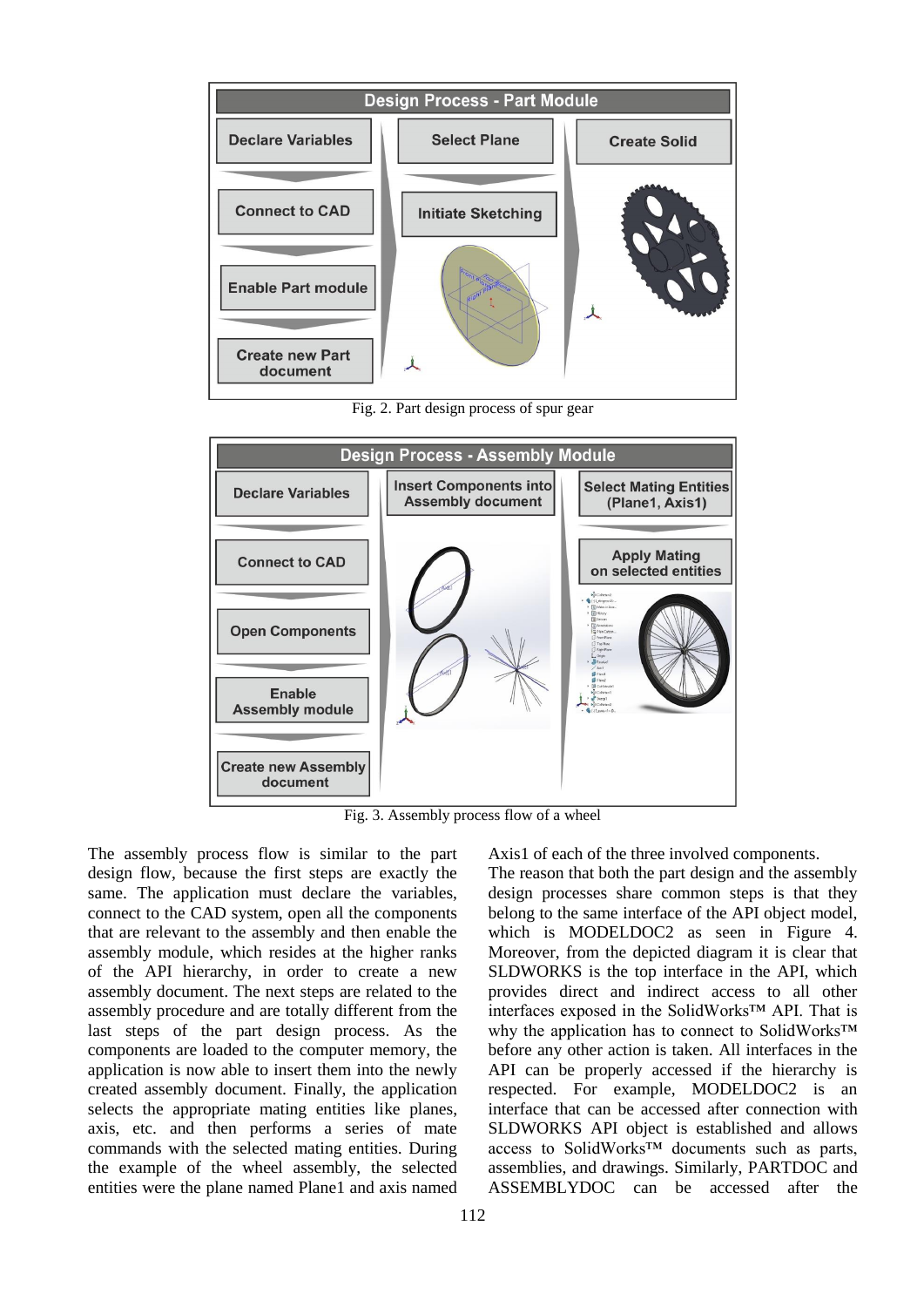Fig. 2. Part design process of spur gear

Fig. 3. Assembly process flow of a wheel

The assembly process flow is similar to the part design flow, because the first steps are exactly the same. The application must declare the variables, connect to the CAD system, open all the components that are relevant to the assembly and then enable the assembly module, which resides at the higher ranks of the API hierarchy, in order to create a new assembly document. The next steps are related to the assembly procedure and are totally different from the last steps of the part design process. As the components are loaded to the computer memory, the application is now able to insert them into the newly created assembly document. Finally, the application selects the appropriate mating entities like planes, axis, etc. and then performs a series of mate commands with the selected mating entities. During the example of the wheel assembly, the selected entities were the plane named Plane1 and axis named Axis1 of each of the three involved components.

The reason that both the part design and the assembly design processes share common steps is that they belong to the same interface of the API object model, which is MODELDOC2 as seen in Figure 4. Moreover, from the depicted diagram it is clear that SLDWORKS is the top interface in the API, which provides direct and indirect access to all other interfaces exposed in the SolidWorks™ API. That is why the application has to connect to SolidWorks™ before any other action is taken. All interfaces in the API can be properly accessed if the hierarchy is respected. For example, MODELDOC2 is an interface that can be accessed after connection with SLDWORKS API object is established and allows access to SolidWorks™ documents such as parts, assemblies, and drawings. Similarly, PARTDOC and ASSEMBLYDOC can be accessed after the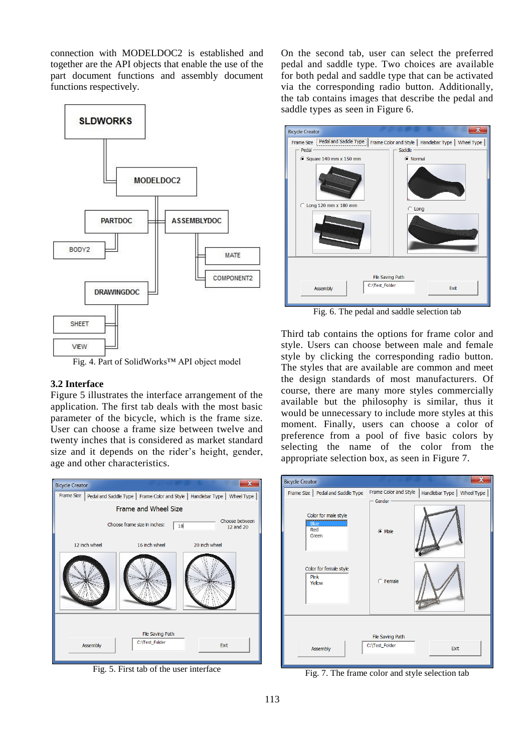connection with MODELDOC2 is established and together are the API objects that enable the use of the part document functions and assembly document functions respectively.

Fig. 4. Part of SolidWorks™ API object model

### 3.2 Interface

Figure 5 illustrates the interface arrangement of the application. The first tab deals with the most basic parameter of the bicycle, which is the frame size. User can choose a frame size between twelve and twenty inches that is considered as market standard size and it depends on the rider's height, gender, age and other characteristics.

Fig. 5. First tab of the user interface

On the second tab, user can select the preferred pedal and saddle type. Two choices are available for both pedal and saddle type that can be activated via the corresponding radio button. Additionally, the tab contains images that describe the pedal and saddle types as seen in Figure 6.

Fig. 6. The pedal and saddle selection tab

Third tab contains the options for frame color and style. Users can choose between male and female style by clicking the corresponding radio button. The styles that are available are common and meet the design standards of most manufacturers. Of course, there are many more styles commercially available but the philosophy is similar, thus it would be unnecessary to include more styles at this moment. Finally, users can choose a color of preference from a pool of five basic colors by selecting the name of the color from the appropriate selection box, as seen in Figure 7.

Fig. 7. The frame color and style selection tab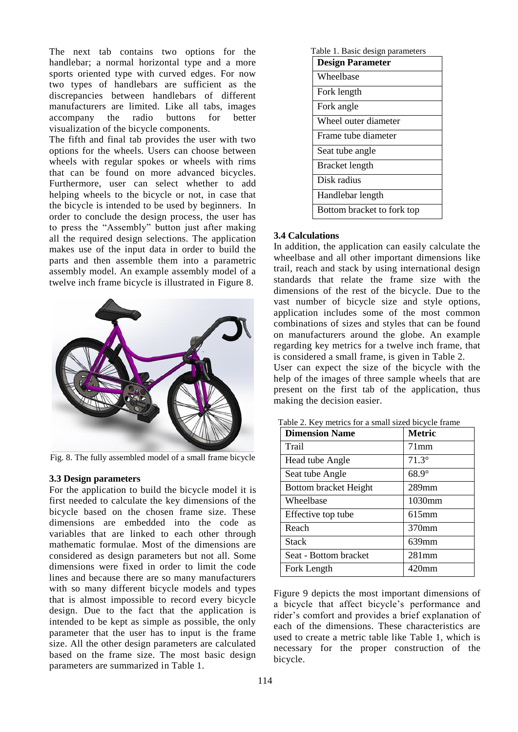The next tab contains two options for the handlebar; a normal horizontal type and a more sports oriented type with curved edges. For now two types of handlebars are sufficient as the discrepancies between handlebars of different manufacturers are limited. Like all tabs, images accompany the radio buttons for better visualization of the bicycle components.

The fifth and final tab provides the user with two options for the wheels. Users can choose between wheels with regular spokes or wheels with rims that can be found on more advanced bicycles. Furthermore, user can select whether to add helping wheels to the bicycle or not, in case that the bicycle is intended to be used by beginners. In order to conclude the design process, the user has to press the "Assembly" button just after making all the required design selections. The application makes use of the input data in order to build the parts and then assemble them into a parametric assembly model. An example assembly model of a twelve inch frame bicycle is illustrated in Figure 8.

Fig. 8. The fully assembled model of a small frame bicycle

### 3.3 Design parameters

For the application to build the bicycle model it is first needed to calculate the key dimensions of the bicycle based on the chosen frame size. These dimensions are embedded into the code as variables that are linked to each other through mathematic formulae. Most of the dimensions are considered as design parameters but not all. Some dimensions were fixed in order to limit the code lines and because there are so many manufacturers with so many different bicycle models and types that is almost impossible to record every bicycle design. Due to the fact that the application is intended to be kept as simple as possible, the only parameter that the user has to input is the frame size. All the other design parameters are calculated based on the frame size. The most basic design parameters are summarized in Table 1.

Table 1. Basic design parameters

| Design Parameter |
|---|
| Wheelbase |
| Fork length |
| Fork angle |
| Wheel outer diameter |
| Frame tube diameter |
| Seat tube angle |
| Bracket length |
| Disk radius |
| Handlebar length |
| Bottom bracket to fork top |

### 3.4 Calculations

In addition, the application can easily calculate the wheelbase and all other important dimensions like trail, reach and stack by using international design standards that relate the frame size with the dimensions of the rest of the bicycle. Due to the vast number of bicycle size and style options, application includes some of the most common combinations of sizes and styles that can be found on manufacturers around the globe. An example regarding key metrics for a twelve inch frame, that is considered a small frame, is given in Table 2.

User can expect the size of the bicycle with the help of the images of three sample wheels that are present on the first tab of the application, thus making the decision easier.

Table 2. Key metrics for a small sized bicycle frame

| Dimension Name | Metric |
|---|---|
| Trail | 71mm |
| Head tube Angle | 71.3° |
| Seat tube Angle | 68.9° |
| Bottom bracket Height | 289mm |
| Wheelbase | 1030mm |
| Effective top tube | 615mm |
| Reach | 370mm |
| Stack | 639mm |
| Seat - Bottom bracket | 281mm |
| Fork Length | 420mm |

Figure 9 depicts the most important dimensions of a bicycle that affect bicycle's performance and rider's comfort and provides a brief explanation of each of the dimensions. These characteristics are used to create a metric table like Table 1, which is necessary for the proper construction of the bicycle.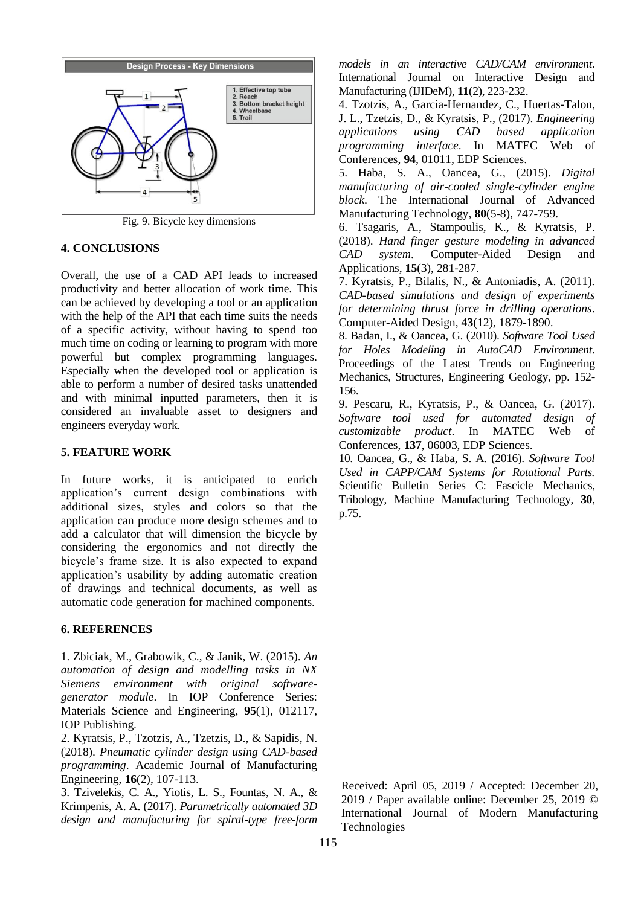Design Process - Key Dimensions

1. Effective top tube
2. Reach
3. Bottom bracket height
4. Wheelbase
5. Trail

1
2
3
4
5

Fig. 9. Bicycle key dimensions

## 4. CONCLUSIONS

Overall, the use of a CAD API leads to increased productivity and better allocation of work time. This can be achieved by developing a tool or an application with the help of the API that each time suits the needs of a specific activity, without having to spend too much time on coding or learning to program with more powerful but complex programming languages. Especially when the developed tool or application is able to perform a number of desired tasks unattended and with minimal inputted parameters, then it is considered an invaluable asset to designers and engineers everyday work.

## 5. FEATURE WORK

In future works, it is anticipated to enrich application's current design combinations with additional sizes, styles and colors so that the application can produce more design schemes and to add a calculator that will dimension the bicycle by considering the ergonomics and not directly the bicycle's frame size. It is also expected to expand application's usability by adding automatic creation of drawings and technical documents, as well as automatic code generation for machined components.

## 6. REFERENCES

1. Zbiciak, M., Grabowik, C., & Janik, W. (2015). *An automation of design and modelling tasks in NX Siemens environment with original software-generator module*. In IOP Conference Series: Materials Science and Engineering, **95**(1), 012117, IOP Publishing.
2. Kyratsis, P., Tzotzis, A., Tzetzis, D., & Sapidis, N. (2018). *Pneumatic cylinder design using CAD-based programming*. Academic Journal of Manufacturing Engineering, **16**(2), 107-113.
3. Tzivelekis, C. A., Yiotis, L. S., Fountas, N. A., & Krimpenis, A. A. (2017). *Parametrically automated 3D design and manufacturing for spiral-type free-form models in an interactive CAD/CAM environment*. International Journal on Interactive Design and Manufacturing (IJIDeM), **11**(2), 223-232.
4. Tzotzis, A., Garcia-Hernandez, C., Huertas-Talon, J. L., Tzetzis, D., & Kyratsis, P., (2017). *Engineering applications using CAD based application programming interface*. In MATEC Web of Conferences, **94**, 01011, EDP Sciences.
5. Haba, S. A., Oancea, G., (2015). *Digital manufacturing of air-cooled single-cylinder engine block*. The International Journal of Advanced Manufacturing Technology, **80**(5-8), 747-759.
6. Tsagaris, A., Stampoulis, K., & Kyratsis, P. (2018). *Hand finger gesture modeling in advanced CAD system*. Computer-Aided Design and Applications, **15**(3), 281-287.
7. Kyratsis, P., Bilalis, N., & Antoniadis, A. (2011). *CAD-based simulations and design of experiments for determining thrust force in drilling operations*. Computer-Aided Design, **43**(12), 1879-1890.
8. Badan, I., & Oancea, G. (2010). *Software Tool Used for Holes Modeling in AutoCAD Environment*. Proceedings of the Latest Trends on Engineering Mechanics, Structures, Engineering Geology, pp. 152-156.
9. Pescaru, R., Kyratsis, P., & Oancea, G. (2017). *Software tool used for automated design of customizable product*. In MATEC Web of Conferences, **137**, 06003, EDP Sciences.
10. Oancea, G., & Haba, S. A. (2016). *Software Tool Used in CAPP/CAM Systems for Rotational Parts.* Scientific Bulletin Series C: Fascicle Mechanics, Tribology, Machine Manufacturing Technology, **30**, p.75.

Received: April 05, 2019 / Accepted: December 20, 2019 / Paper available online: December 25, 2019 © International Journal of Modern Manufacturing Technologies